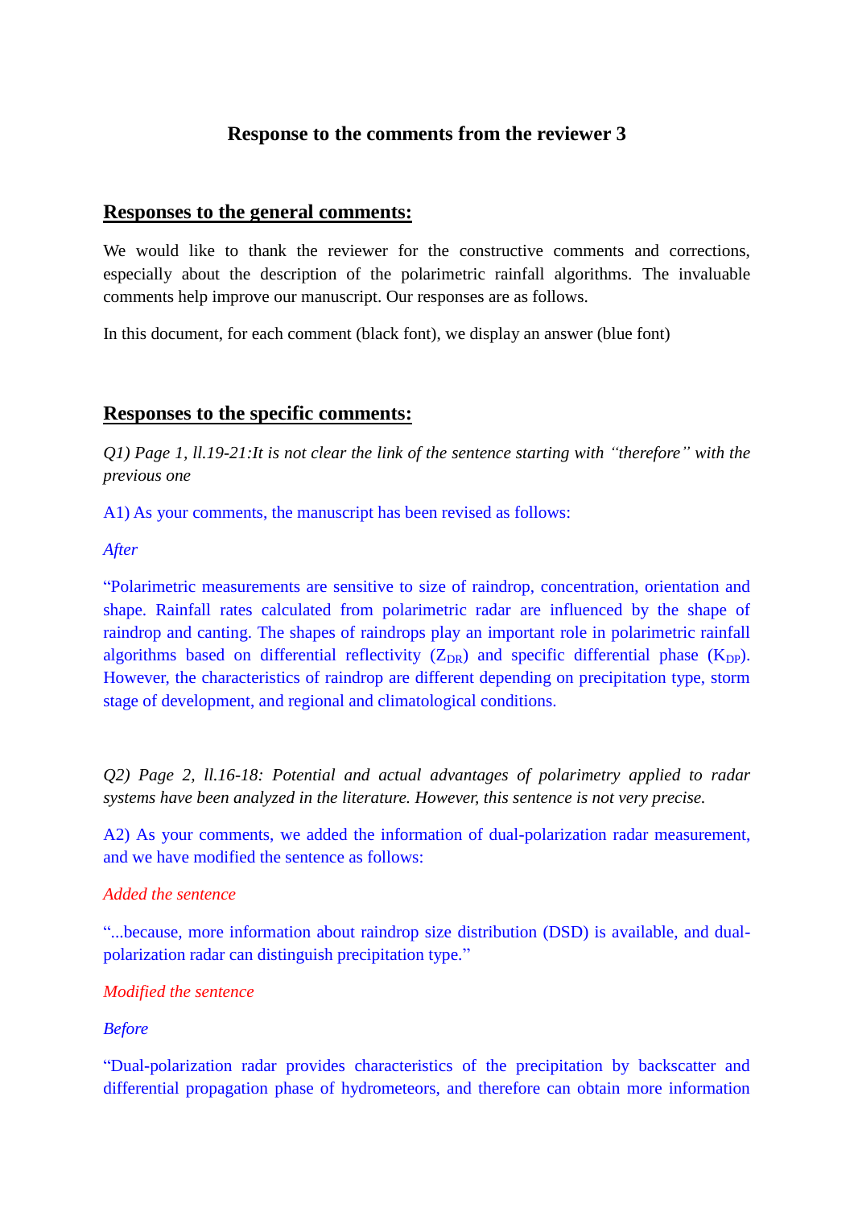# Response to the comments from the reviewer 3

## Responses to the general comments:

We would like to thank the reviewer for the constructive comments and corrections, especially about the description of the polarimetric rainfall algorithms. The invaluable comments help improve our manuscript. Our responses are as follows.

In this document, for each comment (black font), we display an answer (blue font)

## Responses to the specific comments:

*Q1) Page 1, ll.19-21:It is not clear the link of the sentence starting with "therefore" with the previous one*

A1) As your comments, the manuscript has been revised as follows:

*After*

"Polarimetric measurements are sensitive to size of raindrop, concentration, orientation and shape. Rainfall rates calculated from polarimetric radar are influenced by the shape of raindrop and canting. The shapes of raindrops play an important role in polarimetric rainfall algorithms based on differential reflectivity ($Z_{DR}$) and specific differential phase ($K_{DP}$). However, the characteristics of raindrop are different depending on precipitation type, storm stage of development, and regional and climatological conditions.

*Q2) Page 2, ll.16-18: Potential and actual advantages of polarimetry applied to radar systems have been analyzed in the literature. However, this sentence is not very precise.*

A2) As your comments, we added the information of dual-polarization radar measurement, and we have modified the sentence as follows:

*Added the sentence*

"...because, more information about raindrop size distribution (DSD) is available, and dual-polarization radar can distinguish precipitation type."

*Modified the sentence*

*Before*

"Dual-polarization radar provides characteristics of the precipitation by backscatter and differential propagation phase of hydrometeors, and therefore can obtain more information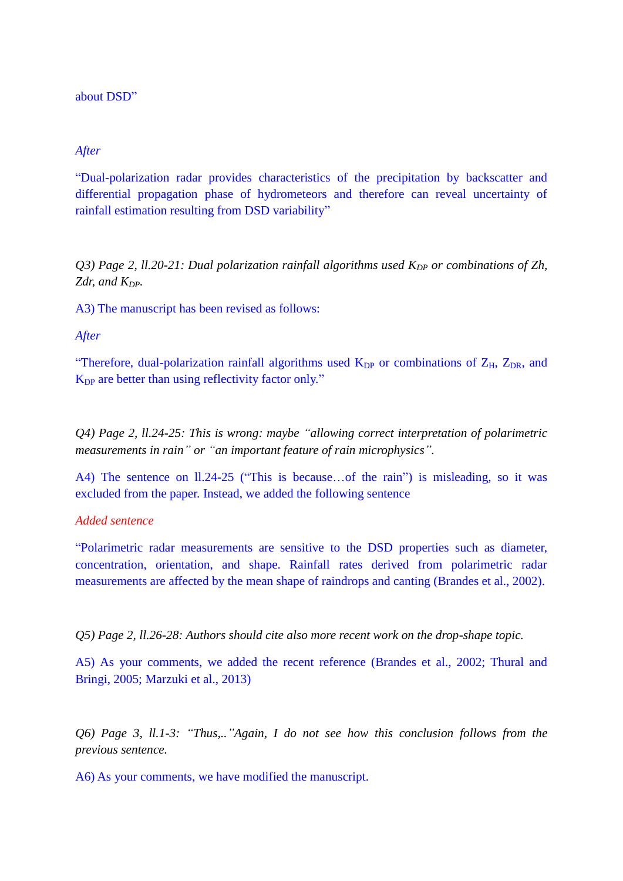about DSD”

*After*

“Dual-polarization radar provides characteristics of the precipitation by backscatter and differential propagation phase of hydrometeors and therefore can reveal uncertainty of rainfall estimation resulting from DSD variability”

*Q3) Page 2, ll.20-21: Dual polarization rainfall algorithms used $K_{DP}$ or combinations of Zh, Zdr, and $K_{DP}$.*

A3) The manuscript has been revised as follows:

*After*

“Therefore, dual-polarization rainfall algorithms used $K_{DP}$ or combinations of $Z_H$, $Z_{DR}$, and $K_{DP}$ are better than using reflectivity factor only.”

*Q4) Page 2, ll.24-25: This is wrong: maybe “allowing correct interpretation of polarimetric measurements in rain” or “an important feature of rain microphysics”.*

A4) The sentence on ll.24-25 (“This is because…of the rain”) is misleading, so it was excluded from the paper. Instead, we added the following sentence

*Added sentence*

“Polarimetric radar measurements are sensitive to the DSD properties such as diameter, concentration, orientation, and shape. Rainfall rates derived from polarimetric radar measurements are affected by the mean shape of raindrops and canting (Brandes et al., 2002).

*Q5) Page 2, ll.26-28: Authors should cite also more recent work on the drop-shape topic.*

A5) As your comments, we added the recent reference (Brandes et al., 2002; Thural and Bringi, 2005; Marzuki et al., 2013)

*Q6) Page 3, ll.1-3: “Thus,..”Again, I do not see how this conclusion follows from the previous sentence.*

A6) As your comments, we have modified the manuscript.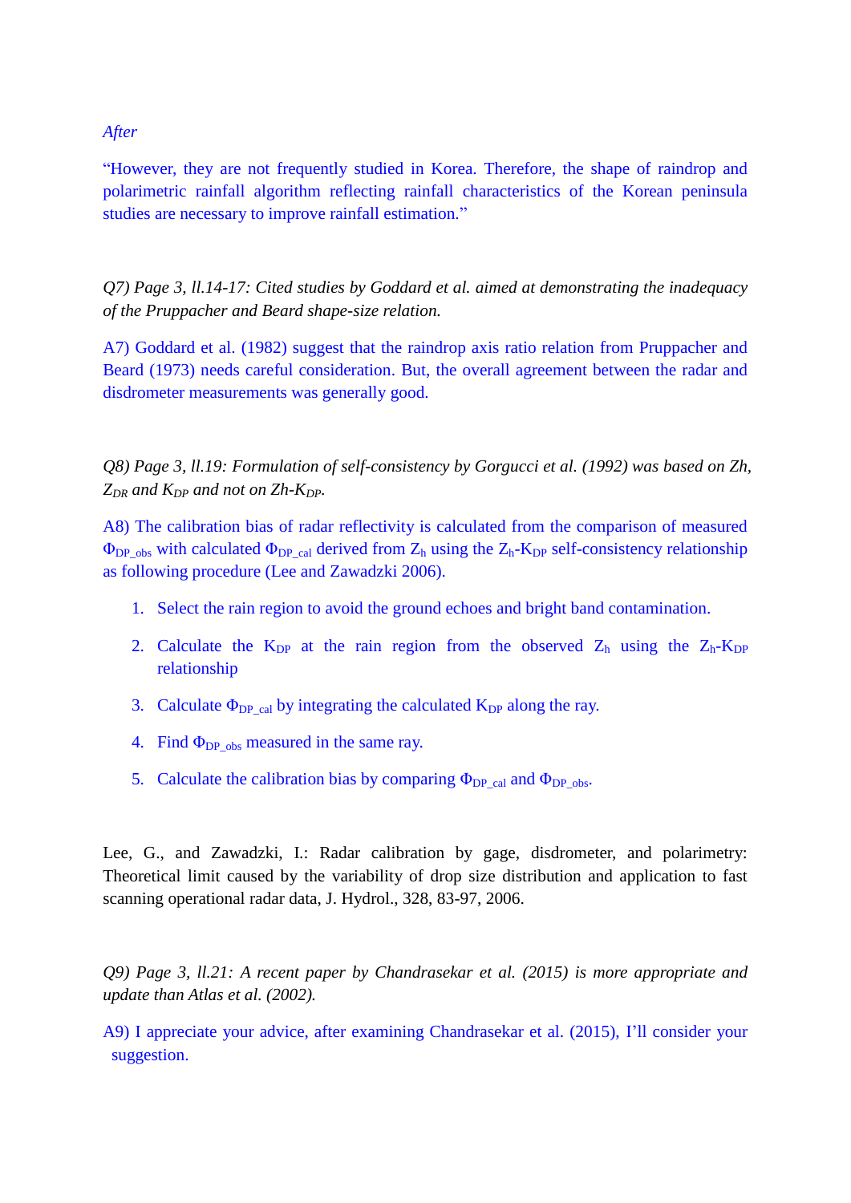*After*

"However, they are not frequently studied in Korea. Therefore, the shape of raindrop and polarimetric rainfall algorithm reflecting rainfall characteristics of the Korean peninsula studies are necessary to improve rainfall estimation."

*Q7) Page 3, ll.14-17: Cited studies by Goddard et al. aimed at demonstrating the inadequacy of the Pruppacher and Beard shape-size relation.*

A7) Goddard et al. (1982) suggest that the raindrop axis ratio relation from Pruppacher and Beard (1973) needs careful consideration. But, the overall agreement between the radar and disdrometer measurements was generally good.

*Q8) Page 3, ll.19: Formulation of self-consistency by Gorgucci et al. (1992) was based on Zh, $Z_{DR}$ and $K_{DP}$ and not on Zh-$K_{DP}$.*

A8) The calibration bias of radar reflectivity is calculated from the comparison of measured $\Phi_{DP\_obs}$ with calculated $\Phi_{DP\_cal}$ derived from $Z_h$ using the $Z_h$-$K_{DP}$ self-consistency relationship as following procedure (Lee and Zawadzki 2006).

1. Select the rain region to avoid the ground echoes and bright band contamination.
2. Calculate the $K_{DP}$ at the rain region from the observed $Z_h$ using the $Z_h$-$K_{DP}$ relationship
3. Calculate $\Phi_{DP\_cal}$ by integrating the calculated $K_{DP}$ along the ray.
4. Find $\Phi_{DP\_obs}$ measured in the same ray.
5. Calculate the calibration bias by comparing $\Phi_{DP\_cal}$ and $\Phi_{DP\_obs}$.

Lee, G., and Zawadzki, I.: Radar calibration by gage, disdrometer, and polarimetry: Theoretical limit caused by the variability of drop size distribution and application to fast scanning operational radar data, J. Hydrol., 328, 83-97, 2006.

*Q9) Page 3, ll.21: A recent paper by Chandrasekar et al. (2015) is more appropriate and update than Atlas et al. (2002).*

A9) I appreciate your advice, after examining Chandrasekar et al. (2015), I'll consider your suggestion.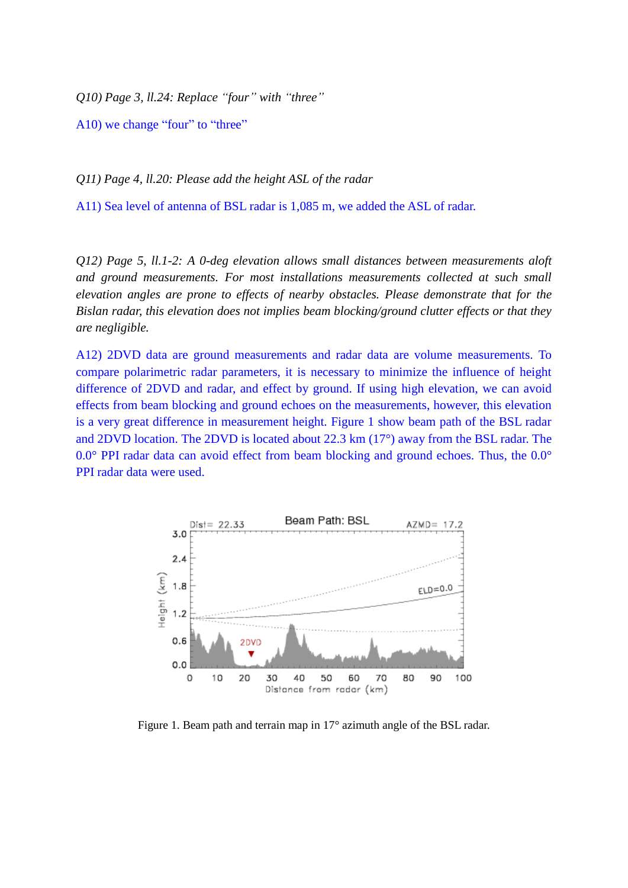*Q10) Page 3, ll.24: Replace "four" with "three"*

A10) we change "four" to "three"

*Q11) Page 4, ll.20: Please add the height ASL of the radar*

A11) Sea level of antenna of BSL radar is 1,085 m, we added the ASL of radar.

*Q12) Page 5, ll.1-2: A 0-deg elevation allows small distances between measurements aloft and ground measurements. For most installations measurements collected at such small elevation angles are prone to effects of nearby obstacles. Please demonstrate that for the Bislan radar, this elevation does not implies beam blocking/ground clutter effects or that they are negligible.*

A12) 2DVD data are ground measurements and radar data are volume measurements. To compare polarimetric radar parameters, it is necessary to minimize the influence of height difference of 2DVD and radar, and effect by ground. If using high elevation, we can avoid effects from beam blocking and ground echoes on the measurements, however, this elevation is a very great difference in measurement height. Figure 1 show beam path of the BSL radar and 2DVD location. The 2DVD is located about 22.3 km (17°) away from the BSL radar. The 0.0° PPI radar data can avoid effect from beam blocking and ground echoes. Thus, the 0.0° PPI radar data were used.

Figure 1. Beam path and terrain map in 17° azimuth angle of the BSL radar.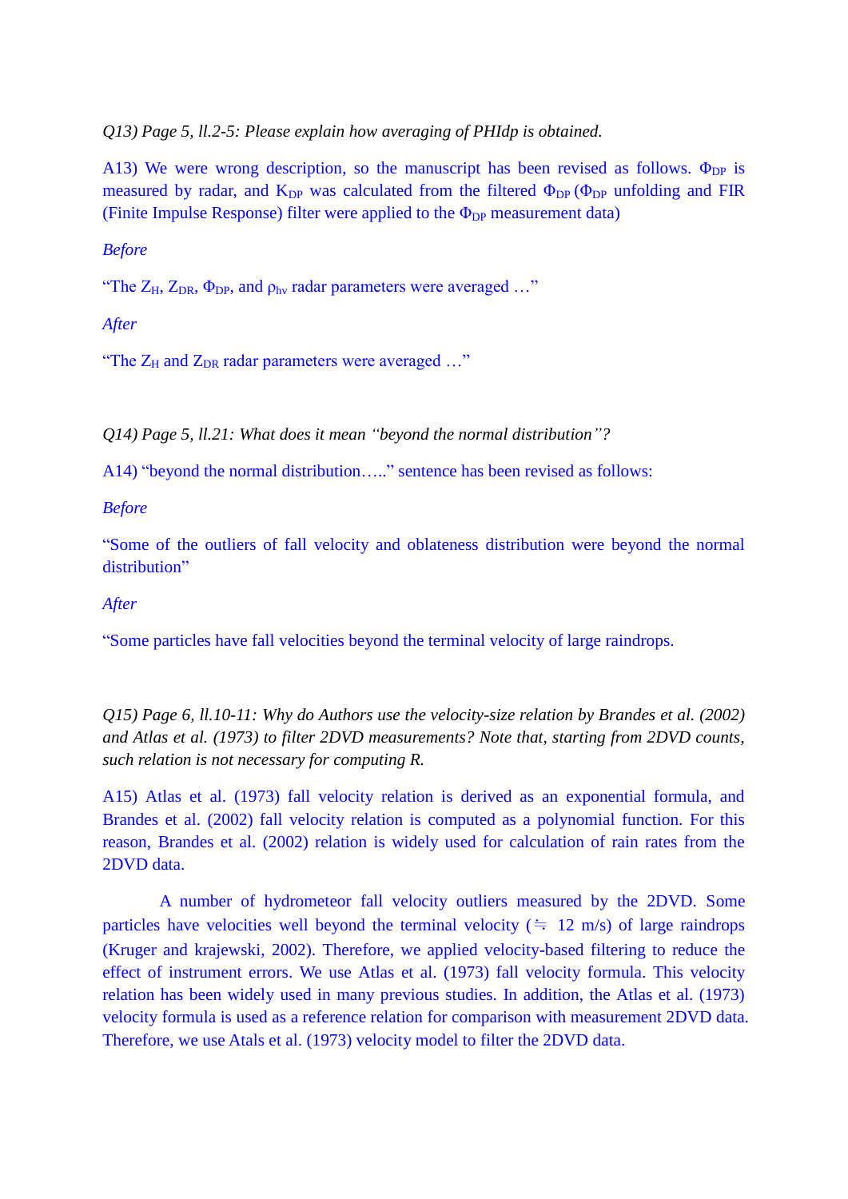*Q13) Page 5, ll.2-5: Please explain how averaging of PHIdp is obtained.*

A13) We were wrong description, so the manuscript has been revised as follows. $\Phi_{DP}$ is measured by radar, and $K_{DP}$ was calculated from the filtered $\Phi_{DP}$ ($\Phi_{DP}$ unfolding and FIR (Finite Impulse Response) filter were applied to the $\Phi_{DP}$ measurement data)

*Before*

"The $Z_H$, $Z_{DR}$, $\Phi_{DP}$, and $\rho_{hv}$ radar parameters were averaged …"

*After*

"The $Z_H$ and $Z_{DR}$ radar parameters were averaged …"

*Q14) Page 5, ll.21: What does it mean "beyond the normal distribution"?*

A14) "beyond the normal distribution….." sentence has been revised as follows:

*Before*

"Some of the outliers of fall velocity and oblateness distribution were beyond the normal distribution"

*After*

"Some particles have fall velocities beyond the terminal velocity of large raindrops.

*Q15) Page 6, ll.10-11: Why do Authors use the velocity-size relation by Brandes et al. (2002) and Atlas et al. (1973) to filter 2DVD measurements? Note that, starting from 2DVD counts, such relation is not necessary for computing R.*

A15) Atlas et al. (1973) fall velocity relation is derived as an exponential formula, and Brandes et al. (2002) fall velocity relation is computed as a polynomial function. For this reason, Brandes et al. (2002) relation is widely used for calculation of rain rates from the 2DVD data.

A number of hydrometeor fall velocity outliers measured by the 2DVD. Some particles have velocities well beyond the terminal velocity (≒ 12 m/s) of large raindrops (Kruger and krajewski, 2002). Therefore, we applied velocity-based filtering to reduce the effect of instrument errors. We use Atlas et al. (1973) fall velocity formula. This velocity relation has been widely used in many previous studies. In addition, the Atlas et al. (1973) velocity formula is used as a reference relation for comparison with measurement 2DVD data. Therefore, we use Atals et al. (1973) velocity model to filter the 2DVD data.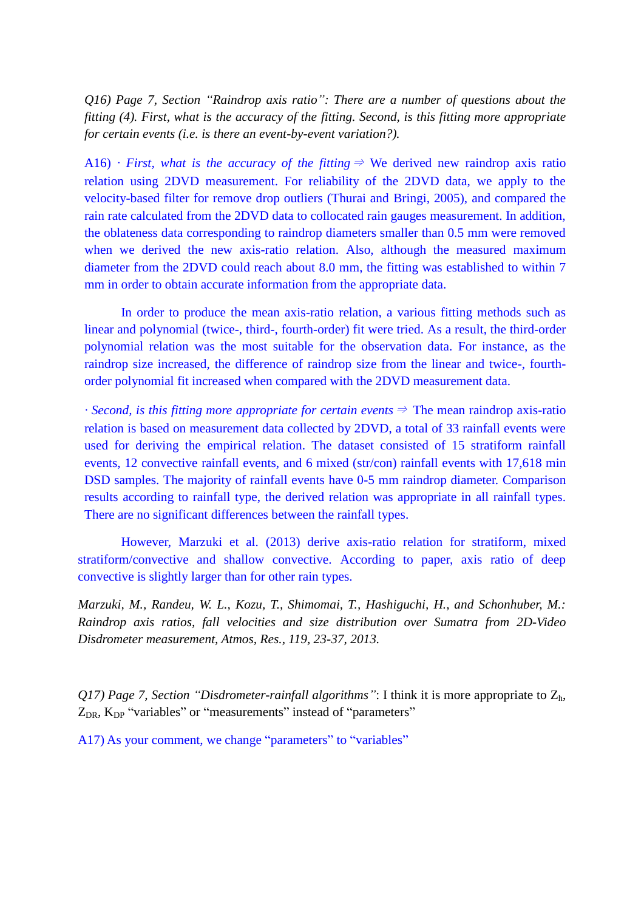*Q16) Page 7, Section "Raindrop axis ratio": There are a number of questions about the fitting (4). First, what is the accuracy of the fitting. Second, is this fitting more appropriate for certain events (i.e. is there an event-by-event variation?).*

A16) · *First, what is the accuracy of the fitting* ⇒ We derived new raindrop axis ratio relation using 2DVD measurement. For reliability of the 2DVD data, we apply to the velocity-based filter for remove drop outliers (Thurai and Bringi, 2005), and compared the rain rate calculated from the 2DVD data to collocated rain gauges measurement. In addition, the oblateness data corresponding to raindrop diameters smaller than 0.5 mm were removed when we derived the new axis-ratio relation. Also, although the measured maximum diameter from the 2DVD could reach about 8.0 mm, the fitting was established to within 7 mm in order to obtain accurate information from the appropriate data.

In order to produce the mean axis-ratio relation, a various fitting methods such as linear and polynomial (twice-, third-, fourth-order) fit were tried. As a result, the third-order polynomial relation was the most suitable for the observation data. For instance, as the raindrop size increased, the difference of raindrop size from the linear and twice-, fourth-order polynomial fit increased when compared with the 2DVD measurement data.

· *Second, is this fitting more appropriate for certain events* ⇒ The mean raindrop axis-ratio relation is based on measurement data collected by 2DVD, a total of 33 rainfall events were used for deriving the empirical relation. The dataset consisted of 15 stratiform rainfall events, 12 convective rainfall events, and 6 mixed (str/con) rainfall events with 17,618 min DSD samples. The majority of rainfall events have 0-5 mm raindrop diameter. Comparison results according to rainfall type, the derived relation was appropriate in all rainfall types. There are no significant differences between the rainfall types.

However, Marzuki et al. (2013) derive axis-ratio relation for stratiform, mixed stratiform/convective and shallow convective. According to paper, axis ratio of deep convective is slightly larger than for other rain types.

*Marzuki, M., Randeu, W. L., Kozu, T., Shimomai, T., Hashiguchi, H., and Schonhuber, M.: Raindrop axis ratios, fall velocities and size distribution over Sumatra from 2D-Video Disdrometer measurement, Atmos, Res., 119, 23-37, 2013.*

*Q17) Page 7, Section "Disdrometer-rainfall algorithms"*: I think it is more appropriate to $Z_h$, $Z_{DR}$, $K_{DP}$ "variables" or "measurements" instead of "parameters"

A17) As your comment, we change "parameters" to "variables"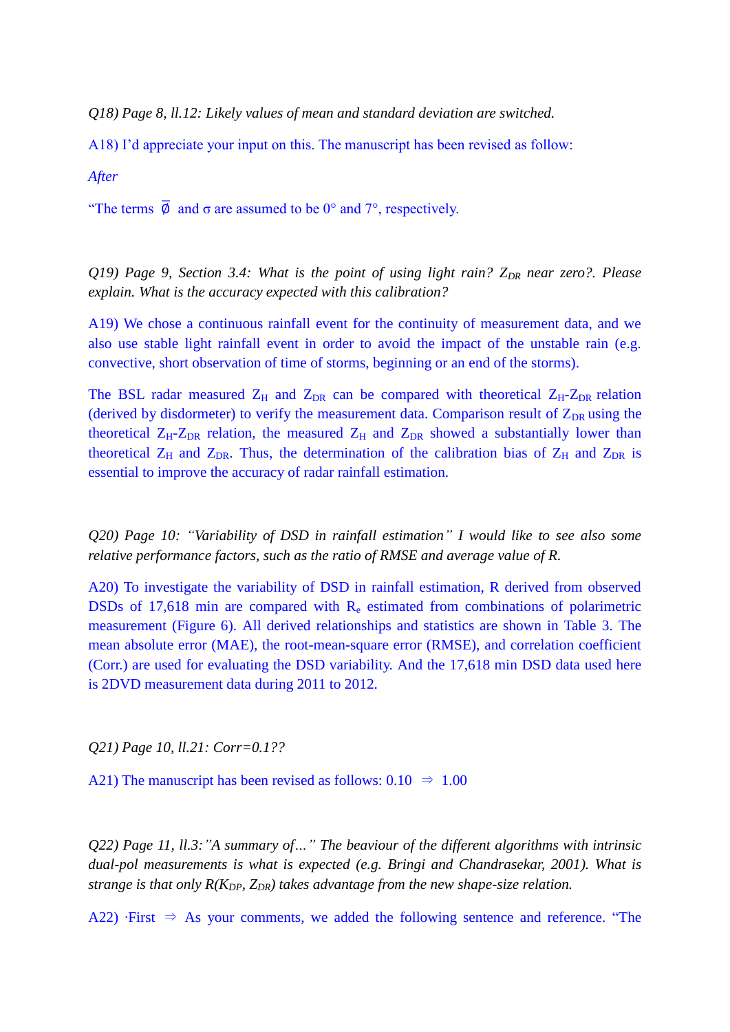*Q18) Page 8, ll.12: Likely values of mean and standard deviation are switched.*

A18) I'd appreciate your input on this. The manuscript has been revised as follow:

*After*

"The terms $\overline{\emptyset}$ and σ are assumed to be 0° and 7°, respectively.

*Q19) Page 9, Section 3.4: What is the point of using light rain? $Z_{DR}$ near zero?. Please explain. What is the accuracy expected with this calibration?*

A19) We chose a continuous rainfall event for the continuity of measurement data, and we also use stable light rainfall event in order to avoid the impact of the unstable rain (e.g. convective, short observation of time of storms, beginning or an end of the storms).

The BSL radar measured $Z_H$ and $Z_{DR}$ can be compared with theoretical $Z_H$-$Z_{DR}$ relation (derived by disdormeter) to verify the measurement data. Comparison result of $Z_{DR}$ using the theoretical $Z_H$-$Z_{DR}$ relation, the measured $Z_H$ and $Z_{DR}$ showed a substantially lower than theoretical $Z_H$ and $Z_{DR}$. Thus, the determination of the calibration bias of $Z_H$ and $Z_{DR}$ is essential to improve the accuracy of radar rainfall estimation.

*Q20) Page 10: "Variability of DSD in rainfall estimation" I would like to see also some relative performance factors, such as the ratio of RMSE and average value of R.*

A20) To investigate the variability of DSD in rainfall estimation, R derived from observed DSDs of 17,618 min are compared with $R_e$ estimated from combinations of polarimetric measurement (Figure 6). All derived relationships and statistics are shown in Table 3. The mean absolute error (MAE), the root-mean-square error (RMSE), and correlation coefficient (Corr.) are used for evaluating the DSD variability. And the 17,618 min DSD data used here is 2DVD measurement data during 2011 to 2012.

*Q21) Page 10, ll.21: Corr=0.1??*

A21) The manuscript has been revised as follows: 0.10 ⇒ 1.00

*Q22) Page 11, ll.3:"A summary of…" The beaviour of the different algorithms with intrinsic dual-pol measurements is what is expected (e.g. Bringi and Chandrasekar, 2001). What is strange is that only R($K_{DP}$, $Z_{DR}$) takes advantage from the new shape-size relation.*

A22) ·First ⇒ As your comments, we added the following sentence and reference. "The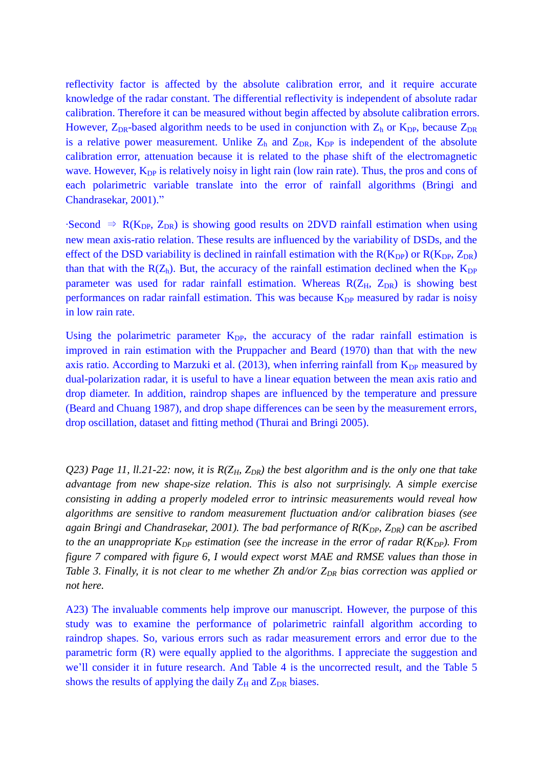reflectivity factor is affected by the absolute calibration error, and it require accurate knowledge of the radar constant. The differential reflectivity is independent of absolute radar calibration. Therefore it can be measured without begin affected by absolute calibration errors. However, $Z_{DR}$-based algorithm needs to be used in conjunction with $Z_h$ or $K_{DP}$, because $Z_{DR}$ is a relative power measurement. Unlike $Z_h$ and $Z_{DR}$, $K_{DP}$ is independent of the absolute calibration error, attenuation because it is related to the phase shift of the electromagnetic wave. However, $K_{DP}$ is relatively noisy in light rain (low rain rate). Thus, the pros and cons of each polarimetric variable translate into the error of rainfall algorithms (Bringi and Chandrasekar, 2001)."

·Second ⇒ $R(K_{DP}, Z_{DR})$ is showing good results on 2DVD rainfall estimation when using new mean axis-ratio relation. These results are influenced by the variability of DSDs, and the effect of the DSD variability is declined in rainfall estimation with the $R(K_{DP})$ or $R(K_{DP}, Z_{DR})$ than that with the $R(Z_h)$. But, the accuracy of the rainfall estimation declined when the $K_{DP}$ parameter was used for radar rainfall estimation. Whereas $R(Z_H, Z_{DR})$ is showing best performances on radar rainfall estimation. This was because $K_{DP}$ measured by radar is noisy in low rain rate.

Using the polarimetric parameter $K_{DP}$, the accuracy of the radar rainfall estimation is improved in rain estimation with the Pruppacher and Beard (1970) than that with the new axis ratio. According to Marzuki et al. (2013), when inferring rainfall from $K_{DP}$ measured by dual-polarization radar, it is useful to have a linear equation between the mean axis ratio and drop diameter. In addition, raindrop shapes are influenced by the temperature and pressure (Beard and Chuang 1987), and drop shape differences can be seen by the measurement errors, drop oscillation, dataset and fitting method (Thurai and Bringi 2005).

*Q23) Page 11, ll.21-22: now, it is $R(Z_H, Z_{DR})$ the best algorithm and is the only one that take advantage from new shape-size relation. This is also not surprisingly. A simple exercise consisting in adding a properly modeled error to intrinsic measurements would reveal how algorithms are sensitive to random measurement fluctuation and/or calibration biases (see again Bringi and Chandrasekar, 2001). The bad performance of $R(K_{DP}, Z_{DR})$ can be ascribed to the an unappropriate $K_{DP}$ estimation (see the increase in the error of radar $R(K_{DP})$. From figure 7 compared with figure 6, I would expect worst MAE and RMSE values than those in Table 3. Finally, it is not clear to me whether Zh and/or $Z_{DR}$ bias correction was applied or not here.*

A23) The invaluable comments help improve our manuscript. However, the purpose of this study was to examine the performance of polarimetric rainfall algorithm according to raindrop shapes. So, various errors such as radar measurement errors and error due to the parametric form (R) were equally applied to the algorithms. I appreciate the suggestion and we'll consider it in future research. And Table 4 is the uncorrected result, and the Table 5 shows the results of applying the daily $Z_H$ and $Z_{DR}$ biases.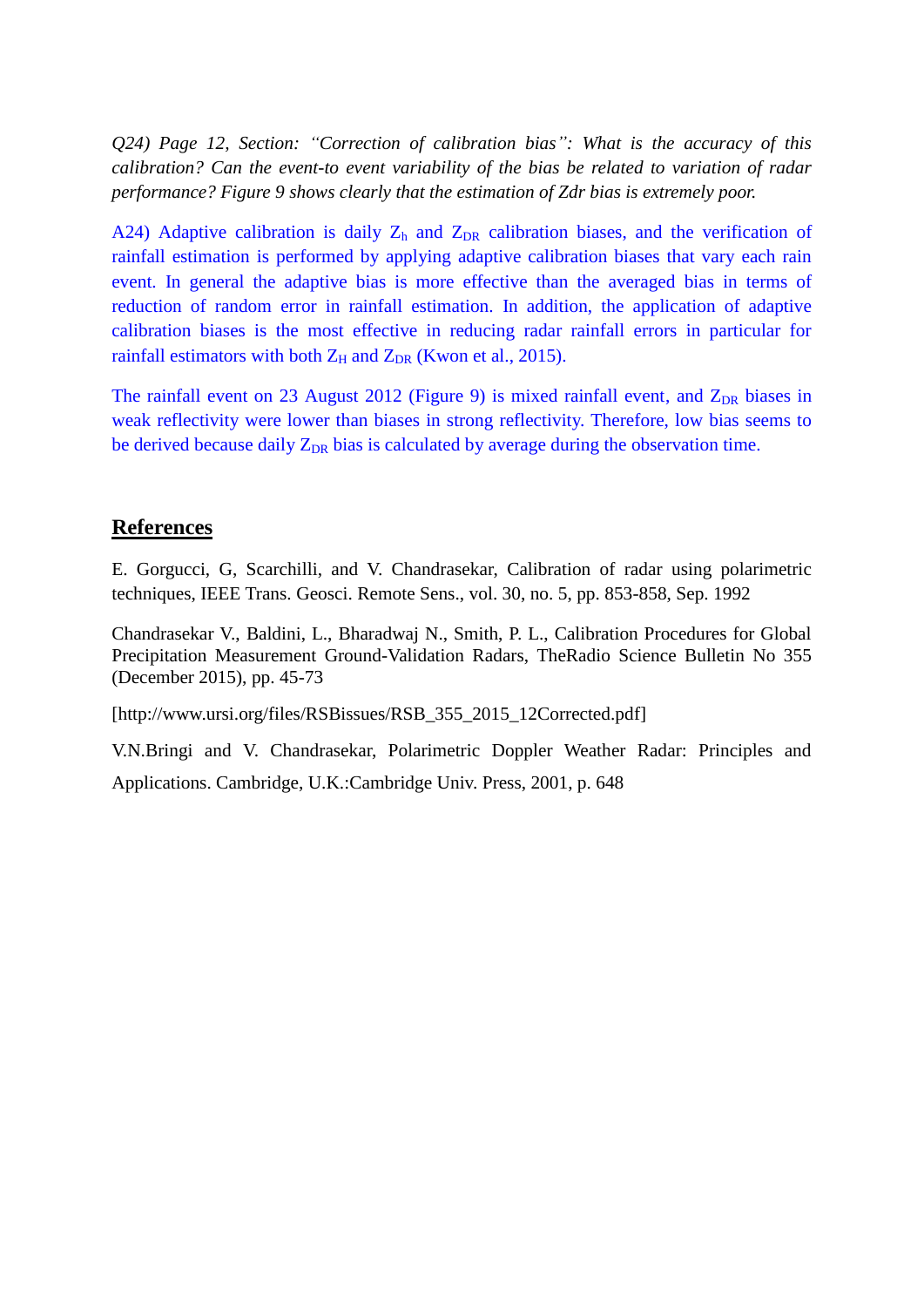*Q24) Page 12, Section: "Correction of calibration bias": What is the accuracy of this calibration? Can the event-to event variability of the bias be related to variation of radar performance? Figure 9 shows clearly that the estimation of Zdr bias is extremely poor.*

A24) Adaptive calibration is daily $Z_h$ and $Z_{DR}$ calibration biases, and the verification of rainfall estimation is performed by applying adaptive calibration biases that vary each rain event. In general the adaptive bias is more effective than the averaged bias in terms of reduction of random error in rainfall estimation. In addition, the application of adaptive calibration biases is the most effective in reducing radar rainfall errors in particular for rainfall estimators with both $Z_H$ and $Z_{DR}$ (Kwon et al., 2015).

The rainfall event on 23 August 2012 (Figure 9) is mixed rainfall event, and $Z_{DR}$ biases in weak reflectivity were lower than biases in strong reflectivity. Therefore, low bias seems to be derived because daily $Z_{DR}$ bias is calculated by average during the observation time.

## References

E. Gorgucci, G, Scarchilli, and V. Chandrasekar, Calibration of radar using polarimetric techniques, IEEE Trans. Geosci. Remote Sens., vol. 30, no. 5, pp. 853-858, Sep. 1992

Chandrasekar V., Baldini, L., Bharadwaj N., Smith, P. L., Calibration Procedures for Global Precipitation Measurement Ground-Validation Radars, TheRadio Science Bulletin No 355 (December 2015), pp. 45-73

[http://www.ursi.org/files/RSBissues/RSB_355_2015_12Corrected.pdf]

V.N.Bringi and V. Chandrasekar, Polarimetric Doppler Weather Radar: Principles and Applications. Cambridge, U.K.:Cambridge Univ. Press, 2001, p. 648